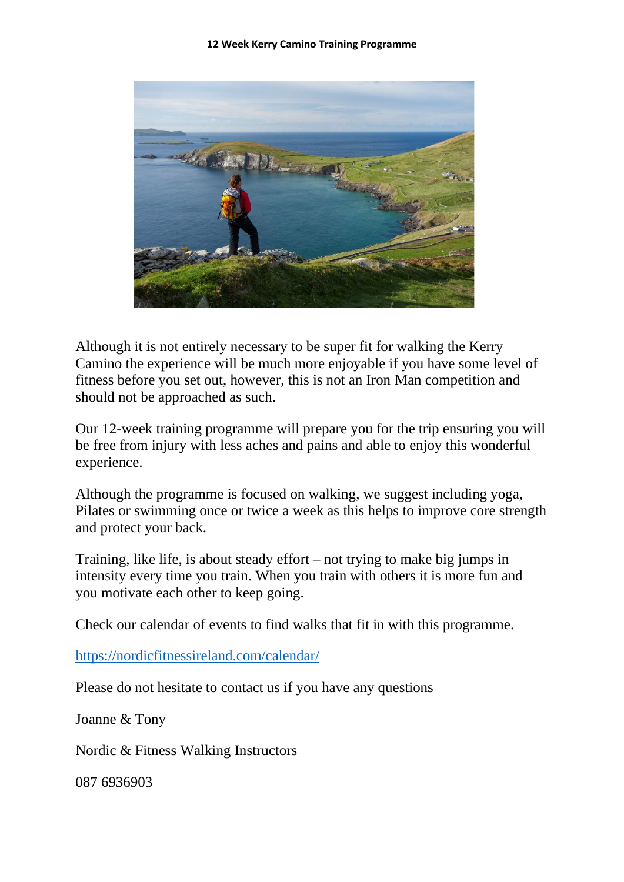# 12 Week Kerry Camino Training Programme

Although it is not entirely necessary to be super fit for walking the Kerry Camino the experience will be much more enjoyable if you have some level of fitness before you set out, however, this is not an Iron Man competition and should not be approached as such.

Our 12-week training programme will prepare you for the trip ensuring you will be free from injury with less aches and pains and able to enjoy this wonderful experience.

Although the programme is focused on walking, we suggest including yoga, Pilates or swimming once or twice a week as this helps to improve core strength and protect your back.

Training, like life, is about steady effort – not trying to make big jumps in intensity every time you train. When you train with others it is more fun and you motivate each other to keep going.

Check our calendar of events to find walks that fit in with this programme.

https://nordicfitnessireland.com/calendar/

Please do not hesitate to contact us if you have any questions

Joanne & Tony

Nordic & Fitness Walking Instructors

087 6936903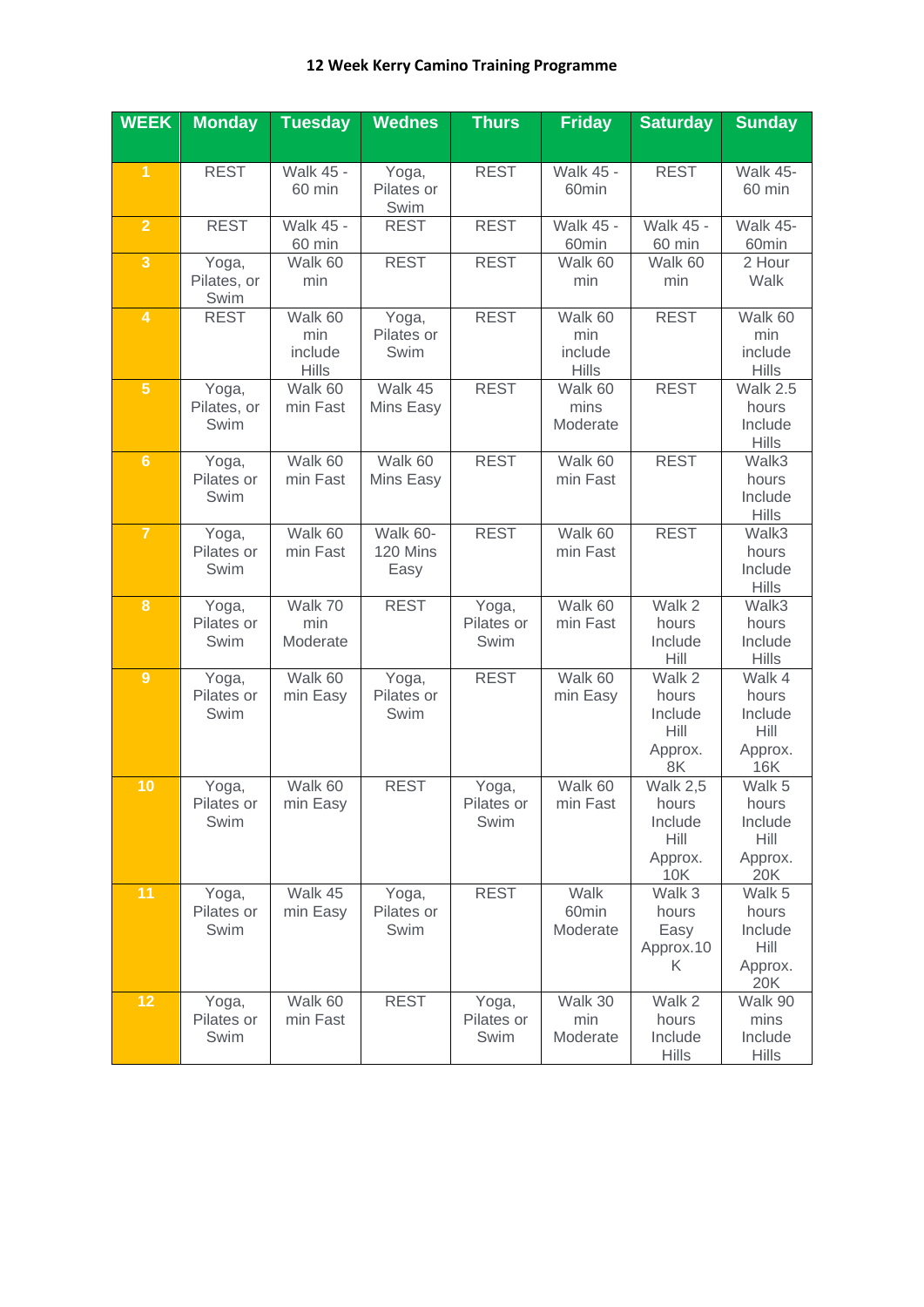**12 Week Kerry Camino Training Programme**

| WEEK | Monday | Tuesday | Wednes | Thurs | Friday | Saturday | Sunday |
|---|---|---|---|---|---|---|---|
| 1 | REST | Walk 45 - 60 min | Yoga, Pilates or Swim | REST | Walk 45 - 60min | REST | Walk 45- 60 min |
| 2 | REST | Walk 45 - 60 min | REST | REST | Walk 45 - 60min | Walk 45 - 60 min | Walk 45- 60min |
| 3 | Yoga, Pilates, or Swim | Walk 60 min | REST | REST | Walk 60 min | Walk 60 min | 2 Hour Walk |
| 4 | REST | Walk 60 min include Hills | Yoga, Pilates or Swim | REST | Walk 60 min include Hills | REST | Walk 60 min include Hills |
| 5 | Yoga, Pilates, or Swim | Walk 60 min Fast | Walk 45 Mins Easy | REST | Walk 60 mins Moderate | REST | Walk 2.5 hours Include Hills |
| 6 | Yoga, Pilates or Swim | Walk 60 min Fast | Walk 60 Mins Easy | REST | Walk 60 min Fast | REST | Walk3 hours Include Hills |
| 7 | Yoga, Pilates or Swim | Walk 60 min Fast | Walk 60-120 Mins Easy | REST | Walk 60 min Fast | REST | Walk3 hours Include Hills |
| 8 | Yoga, Pilates or Swim | Walk 70 min Moderate | REST | Yoga, Pilates or Swim | Walk 60 min Fast | Walk 2 hours Include Hill | Walk3 hours Include Hills |
| 9 | Yoga, Pilates or Swim | Walk 60 min Easy | Yoga, Pilates or Swim | REST | Walk 60 min Easy | Walk 2 hours Include Hill Approx. 8K | Walk 4 hours Include Hill Approx. 16K |
| 10 | Yoga, Pilates or Swim | Walk 60 min Easy | REST | Yoga, Pilates or Swim | Walk 60 min Fast | Walk 2,5 hours Include Hill Approx. 10K | Walk 5 hours Include Hill Approx. 20K |
| 11 | Yoga, Pilates or Swim | Walk 45 min Easy | Yoga, Pilates or Swim | REST | Walk 60min Moderate | Walk 3 hours Easy Approx.10 K | Walk 5 hours Include Hill Approx. 20K |
| 12 | Yoga, Pilates or Swim | Walk 60 min Fast | REST | Yoga, Pilates or Swim | Walk 30 min Moderate | Walk 2 hours Include Hills | Walk 90 mins Include Hills |